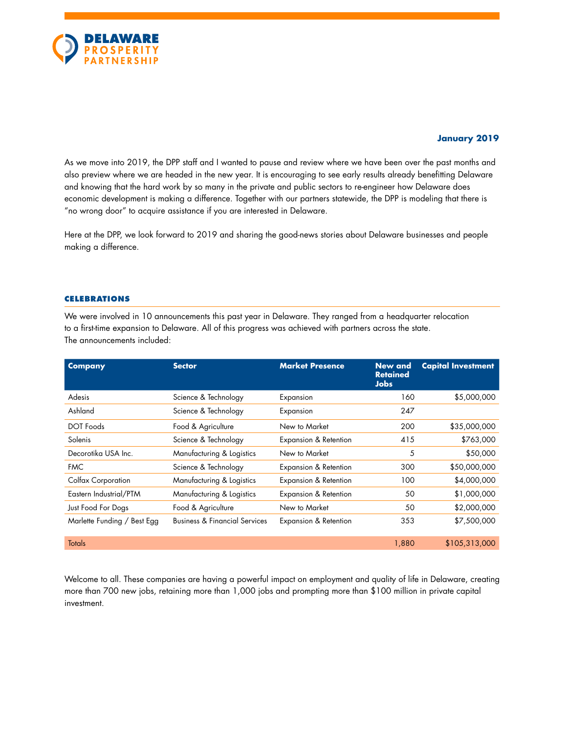**DELAWARE PROSPERITY PARTNERSHIP**

**January 2019**

As we move into 2019, the DPP staff and I wanted to pause and review where we have been over the past months and also preview where we are headed in the new year. It is encouraging to see early results already benefitting Delaware and knowing that the hard work by so many in the private and public sectors to re-engineer how Delaware does economic development is making a difference. Together with our partners statewide, the DPP is modeling that there is "no wrong door" to acquire assistance if you are interested in Delaware.

Here at the DPP, we look forward to 2019 and sharing the good-news stories about Delaware businesses and people making a difference.

## CELEBRATIONS

We were involved in 10 announcements this past year in Delaware. They ranged from a headquarter relocation to a first-time expansion to Delaware. All of this progress was achieved with partners across the state. The announcements included:

| Company | Sector | Market Presence | New and Retained Jobs | Capital Investment |
|---|---|---|---|---|
| Adesis | Science & Technology | Expansion | 160 | $5,000,000 |
| Ashland | Science & Technology | Expansion | 247 | |
| DOT Foods | Food & Agriculture | New to Market | 200 | $35,000,000 |
| Solenis | Science & Technology | Expansion & Retention | 415 | $763,000 |
| Decorotika USA Inc. | Manufacturing & Logistics | New to Market | 5 | $50,000 |
| FMC | Science & Technology | Expansion & Retention | 300 | $50,000,000 |
| Colfax Corporation | Manufacturing & Logistics | Expansion & Retention | 100 | $4,000,000 |
| Eastern Industrial/PTM | Manufacturing & Logistics | Expansion & Retention | 50 | $1,000,000 |
| Just Food For Dogs | Food & Agriculture | New to Market | 50 | $2,000,000 |
| Marlette Funding / Best Egg | Business & Financial Services | Expansion & Retention | 353 | $7,500,000 |
| Totals | | | 1,880 | $105,313,000 |

Welcome to all. These companies are having a powerful impact on employment and quality of life in Delaware, creating more than 700 new jobs, retaining more than 1,000 jobs and prompting more than $100 million in private capital investment.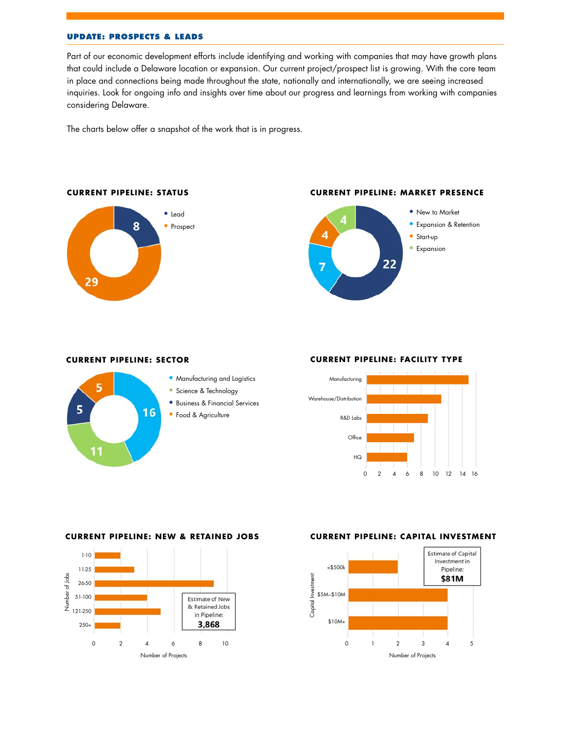## UPDATE: PROSPECTS & LEADS

Part of our economic development efforts include identifying and working with companies that may have growth plans that could include a Delaware location or expansion. Our current project/prospect list is growing. With the core team in place and connections being made throughout the state, nationally and internationally, we are seeing increased inquiries. Look for ongoing info and insights over time about our progress and learnings from working with companies considering Delaware.

The charts below offer a snapshot of the work that is in progress.

### CURRENT PIPELINE: STATUS

| Status | Count |
| --- | --- |
| Lead | 8 |
| Prospect | 29 |

### CURRENT PIPELINE: MARKET PRESENCE

| Market Presence | Count |
| --- | --- |
| New to Market | 22 |
| Expansion & Retention | 7 |
| Start-up | 4 |
| Expansion | 4 |

### CURRENT PIPELINE: SECTOR

| Sector | Count |
| --- | --- |
| Manufacturing and Logistics | 16 |
| Science & Technology | 11 |
| Business & Financial Services | 5 |
| Food & Agriculture | 5 |

### CURRENT PIPELINE: FACILITY TYPE

| Facility Type | Count |
| --- | --- |
| Manufacturing | 15 |
| Warehouse/Distribution | 11 |
| R&D Labs | 9 |
| Office | 7 |
| HQ | 6 |

### CURRENT PIPELINE: NEW & RETAINED JOBS

| Number of Jobs | Number of Projects |
| --- | --- |
| 1-10 | 2 |
| 11-25 | 3 |
| 26-50 | 9 |
| 51-100 | 4 |
| 121-250 | 5 |
| 250+ | 2 |

Estimate of New & Retained Jobs in Pipeline: **3,868**

### CURRENT PIPELINE: CAPITAL INVESTMENT

| Capital Investment | Number of Projects |
| --- | --- |
| <$500k | 2 |
| $5M–$10M | 4 |
| $10M+ | 4 |

Estimate of Capital Investment in Pipeline: **$81M**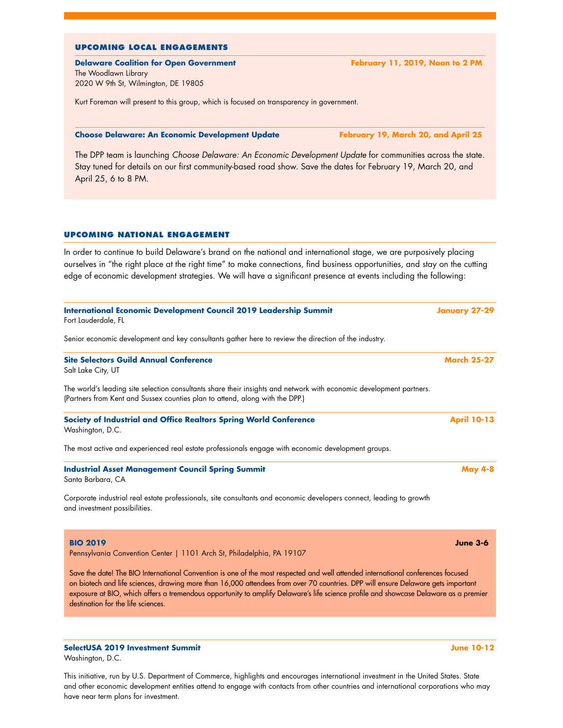## UPCOMING LOCAL ENGAGEMENTS

**Delaware Coalition for Open Government** — **February 11, 2019, Noon to 2 PM**

The Woodlawn Library
2020 W 9th St, Wilmington, DE 19805

Kurt Foreman will present to this group, which is focused on transparency in government.

**Choose Delaware: An Economic Development Update** — **February 19, March 20, and April 25**

The DPP team is launching *Choose Delaware: An Economic Development Update* for communities across the state. Stay tuned for details on our first community-based road show. Save the dates for February 19, March 20, and April 25, 6 to 8 PM.

## UPCOMING NATIONAL ENGAGEMENT

In order to continue to build Delaware's brand on the national and international stage, we are purposively placing ourselves in "the right place at the right time" to make connections, find business opportunities, and stay on the cutting edge of economic development strategies. We will have a significant presence at events including the following:

**International Economic Development Council 2019 Leadership Summit** — **January 27-29**

Fort Lauderdale, FL

Senior economic development and key consultants gather here to review the direction of the industry.

**Site Selectors Guild Annual Conference** — **March 25-27**

Salt Lake City, UT

The world's leading site selection consultants share their insights and network with economic development partners. (Partners from Kent and Sussex counties plan to attend, along with the DPP.)

**Society of Industrial and Office Realtors Spring World Conference** — **April 10-13**

Washington, D.C.

The most active and experienced real estate professionals engage with economic development groups.

**Industrial Asset Management Council Spring Summit** — **May 4-8**

Santa Barbara, CA

Corporate industrial real estate professionals, site consultants and economic developers connect, leading to growth and investment possibilities.

**BIO 2019** — **June 3-6**

Pennsylvania Convention Center | 1101 Arch St, Philadelphia, PA 19107

Save the date! The BIO International Convention is one of the most respected and well attended international conferences focused on biotech and life sciences, drawing more than 16,000 attendees from over 70 countries. DPP will ensure Delaware gets important exposure at BIO, which offers a tremendous opportunity to amplify Delaware's life science profile and showcase Delaware as a premier destination for the life sciences.

**SelectUSA 2019 Investment Summit** — **June 10-12**

Washington, D.C.

This initiative, run by U.S. Department of Commerce, highlights and encourages international investment in the United States. State and other economic development entities attend to engage with contacts from other countries and international corporations who may have near term plans for investment.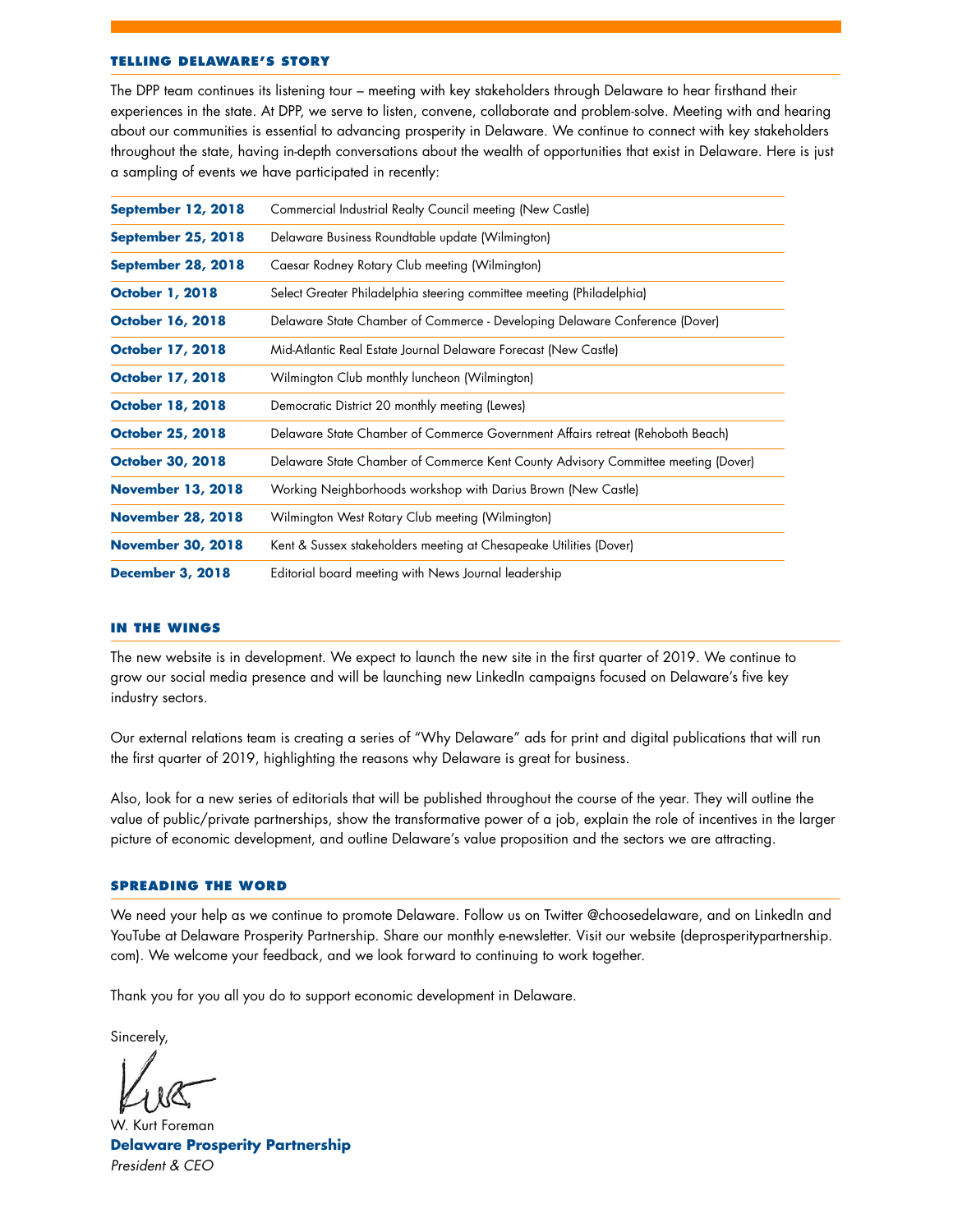## TELLING DELAWARE'S STORY

The DPP team continues its listening tour – meeting with key stakeholders through Delaware to hear firsthand their experiences in the state. At DPP, we serve to listen, convene, collaborate and problem-solve. Meeting with and hearing about our communities is essential to advancing prosperity in Delaware. We continue to connect with key stakeholders throughout the state, having in-depth conversations about the wealth of opportunities that exist in Delaware. Here is just a sampling of events we have participated in recently:

| | |
|---|---|
| **September 12, 2018** | Commercial Industrial Realty Council meeting (New Castle) |
| **September 25, 2018** | Delaware Business Roundtable update (Wilmington) |
| **September 28, 2018** | Caesar Rodney Rotary Club meeting (Wilmington) |
| **October 1, 2018** | Select Greater Philadelphia steering committee meeting (Philadelphia) |
| **October 16, 2018** | Delaware State Chamber of Commerce - Developing Delaware Conference (Dover) |
| **October 17, 2018** | Mid-Atlantic Real Estate Journal Delaware Forecast (New Castle) |
| **October 17, 2018** | Wilmington Club monthly luncheon (Wilmington) |
| **October 18, 2018** | Democratic District 20 monthly meeting (Lewes) |
| **October 25, 2018** | Delaware State Chamber of Commerce Government Affairs retreat (Rehoboth Beach) |
| **October 30, 2018** | Delaware State Chamber of Commerce Kent County Advisory Committee meeting (Dover) |
| **November 13, 2018** | Working Neighborhoods workshop with Darius Brown (New Castle) |
| **November 28, 2018** | Wilmington West Rotary Club meeting (Wilmington) |
| **November 30, 2018** | Kent & Sussex stakeholders meeting at Chesapeake Utilities (Dover) |
| **December 3, 2018** | Editorial board meeting with News Journal leadership |

## IN THE WINGS

The new website is in development. We expect to launch the new site in the first quarter of 2019. We continue to grow our social media presence and will be launching new LinkedIn campaigns focused on Delaware's five key industry sectors.

Our external relations team is creating a series of "Why Delaware" ads for print and digital publications that will run the first quarter of 2019, highlighting the reasons why Delaware is great for business.

Also, look for a new series of editorials that will be published throughout the course of the year. They will outline the value of public/private partnerships, show the transformative power of a job, explain the role of incentives in the larger picture of economic development, and outline Delaware's value proposition and the sectors we are attracting.

## SPREADING THE WORD

We need your help as we continue to promote Delaware. Follow us on Twitter @choosedelaware, and on LinkedIn and YouTube at Delaware Prosperity Partnership. Share our monthly e-newsletter. Visit our website (deprosperitypartnership.com). We welcome your feedback, and we look forward to continuing to work together.

Thank you for you all you do to support economic development in Delaware.

Sincerely,

W. Kurt Foreman
**Delaware Prosperity Partnership**
*President & CEO*